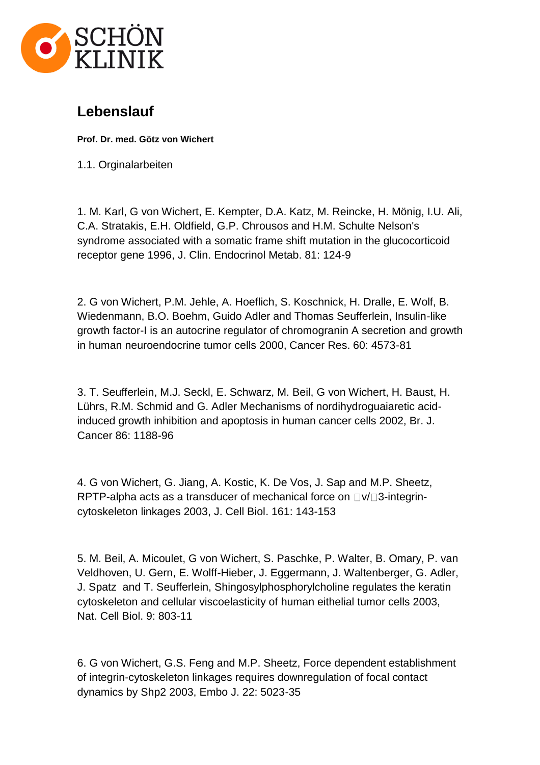SCHÖN KLINIK

# Lebenslauf

**Prof. Dr. med. Götz von Wichert**

1.1. Orginalarbeiten

1. M. Karl, G von Wichert, E. Kempter, D.A. Katz, M. Reincke, H. Mönig, I.U. Ali, C.A. Stratakis, E.H. Oldfield, G.P. Chrousos and H.M. Schulte Nelson's syndrome associated with a somatic frame shift mutation in the glucocorticoid receptor gene 1996, J. Clin. Endocrinol Metab. 81: 124-9

2. G von Wichert, P.M. Jehle, A. Hoeflich, S. Koschnick, H. Dralle, E. Wolf, B. Wiedenmann, B.O. Boehm, Guido Adler and Thomas Seufferlein, Insulin-like growth factor-I is an autocrine regulator of chromogranin A secretion and growth in human neuroendocrine tumor cells 2000, Cancer Res. 60: 4573-81

3. T. Seufferlein, M.J. Seckl, E. Schwarz, M. Beil, G von Wichert, H. Baust, H. Lührs, R.M. Schmid and G. Adler Mechanisms of nordihydroguaiaretic acid-induced growth inhibition and apoptosis in human cancer cells 2002, Br. J. Cancer 86: 1188-96

4. G von Wichert, G. Jiang, A. Kostic, K. De Vos, J. Sap and M.P. Sheetz, RPTP-alpha acts as a transducer of mechanical force on v/3-integrin-cytoskeleton linkages 2003, J. Cell Biol. 161: 143-153

5. M. Beil, A. Micoulet, G von Wichert, S. Paschke, P. Walter, B. Omary, P. van Veldhoven, U. Gern, E. Wolff-Hieber, J. Eggermann, J. Waltenberger, G. Adler, J. Spatz and T. Seufferlein, Shingosylphosphorylcholine regulates the keratin cytoskeleton and cellular viscoelasticity of human eithelial tumor cells 2003, Nat. Cell Biol. 9: 803-11

6. G von Wichert, G.S. Feng and M.P. Sheetz, Force dependent establishment of integrin-cytoskeleton linkages requires downregulation of focal contact dynamics by Shp2 2003, Embo J. 22: 5023-35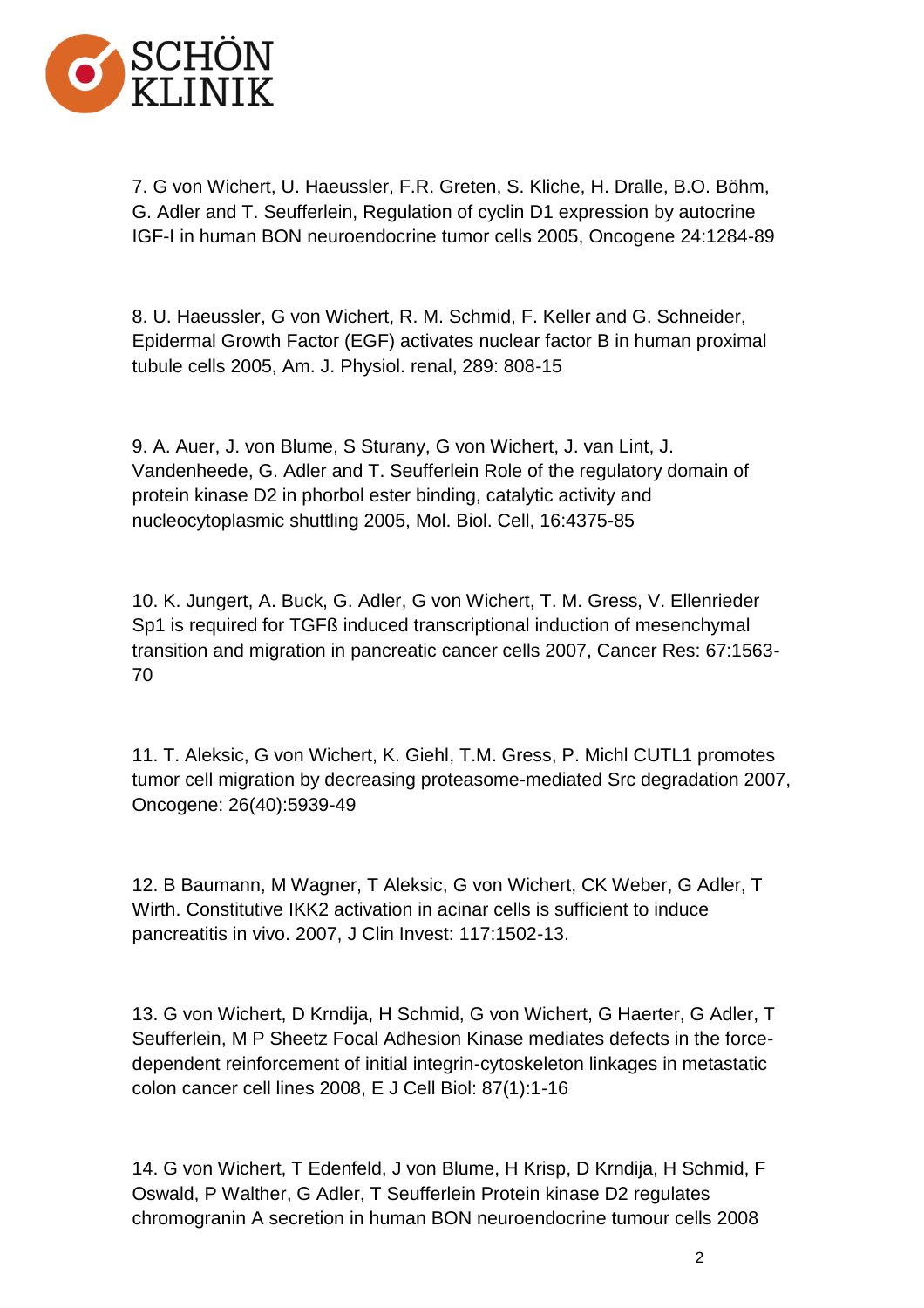7. G von Wichert, U. Haeussler, F.R. Greten, S. Kliche, H. Dralle, B.O. Böhm, G. Adler and T. Seufferlein, Regulation of cyclin D1 expression by autocrine IGF-I in human BON neuroendocrine tumor cells 2005, Oncogene 24:1284-89

8. U. Haeussler, G von Wichert, R. M. Schmid, F. Keller and G. Schneider, Epidermal Growth Factor (EGF) activates nuclear factor B in human proximal tubule cells 2005, Am. J. Physiol. renal, 289: 808-15

9. A. Auer, J. von Blume, S Sturany, G von Wichert, J. van Lint, J. Vandenheede, G. Adler and T. Seufferlein Role of the regulatory domain of protein kinase D2 in phorbol ester binding, catalytic activity and nucleocytoplasmic shuttling 2005, Mol. Biol. Cell, 16:4375-85

10. K. Jungert, A. Buck, G. Adler, G von Wichert, T. M. Gress, V. Ellenrieder Sp1 is required for TGFß induced transcriptional induction of mesenchymal transition and migration in pancreatic cancer cells 2007, Cancer Res: 67:1563-70

11. T. Aleksic, G von Wichert, K. Giehl, T.M. Gress, P. Michl CUTL1 promotes tumor cell migration by decreasing proteasome-mediated Src degradation 2007, Oncogene: 26(40):5939-49

12. B Baumann, M Wagner, T Aleksic, G von Wichert, CK Weber, G Adler, T Wirth. Constitutive IKK2 activation in acinar cells is sufficient to induce pancreatitis in vivo. 2007, J Clin Invest: 117:1502-13.

13. G von Wichert, D Krndija, H Schmid, G von Wichert, G Haerter, G Adler, T Seufferlein, M P Sheetz Focal Adhesion Kinase mediates defects in the force-dependent reinforcement of initial integrin-cytoskeleton linkages in metastatic colon cancer cell lines 2008, E J Cell Biol: 87(1):1-16

14. G von Wichert, T Edenfeld, J von Blume, H Krisp, D Krndija, H Schmid, F Oswald, P Walther, G Adler, T Seufferlein Protein kinase D2 regulates chromogranin A secretion in human BON neuroendocrine tumour cells 2008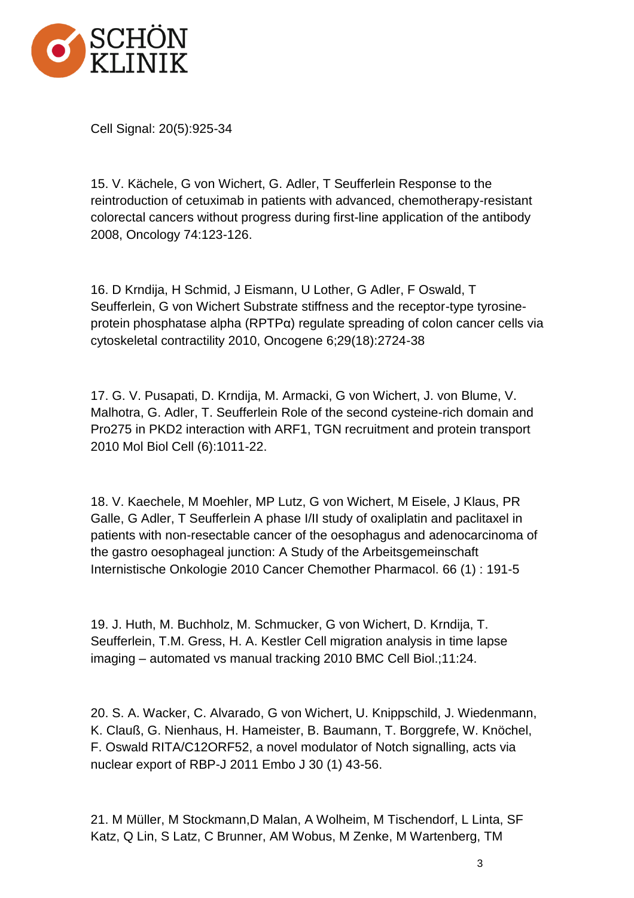Cell Signal: 20(5):925-34

15. V. Kächele, G von Wichert, G. Adler, T Seufferlein Response to the reintroduction of cetuximab in patients with advanced, chemotherapy-resistant colorectal cancers without progress during first-line application of the antibody 2008, Oncology 74:123-126.

16. D Krndija, H Schmid, J Eismann, U Lother, G Adler, F Oswald, T Seufferlein, G von Wichert Substrate stiffness and the receptor-type tyrosine-protein phosphatase alpha (RPTPα) regulate spreading of colon cancer cells via cytoskeletal contractility 2010, Oncogene 6;29(18):2724-38

17. G. V. Pusapati, D. Krndija, M. Armacki, G von Wichert, J. von Blume, V. Malhotra, G. Adler, T. Seufferlein Role of the second cysteine-rich domain and Pro275 in PKD2 interaction with ARF1, TGN recruitment and protein transport 2010 Mol Biol Cell (6):1011-22.

18. V. Kaechele, M Moehler, MP Lutz, G von Wichert, M Eisele, J Klaus, PR Galle, G Adler, T Seufferlein A phase I/II study of oxaliplatin and paclitaxel in patients with non-resectable cancer of the oesophagus and adenocarcinoma of the gastro oesophageal junction: A Study of the Arbeitsgemeinschaft Internistische Onkologie 2010 Cancer Chemother Pharmacol. 66 (1) : 191-5

19. J. Huth, M. Buchholz, M. Schmucker, G von Wichert, D. Krndija, T. Seufferlein, T.M. Gress, H. A. Kestler Cell migration analysis in time lapse imaging – automated vs manual tracking 2010 BMC Cell Biol.;11:24.

20. S. A. Wacker, C. Alvarado, G von Wichert, U. Knippschild, J. Wiedenmann, K. Clauß, G. Nienhaus, H. Hameister, B. Baumann, T. Borggrefe, W. Knöchel, F. Oswald RITA/C12ORF52, a novel modulator of Notch signalling, acts via nuclear export of RBP-J 2011 Embo J 30 (1) 43-56.

21. M Müller, M Stockmann,D Malan, A Wolheim, M Tischendorf, L Linta, SF Katz, Q Lin, S Latz, C Brunner, AM Wobus, M Zenke, M Wartenberg, TM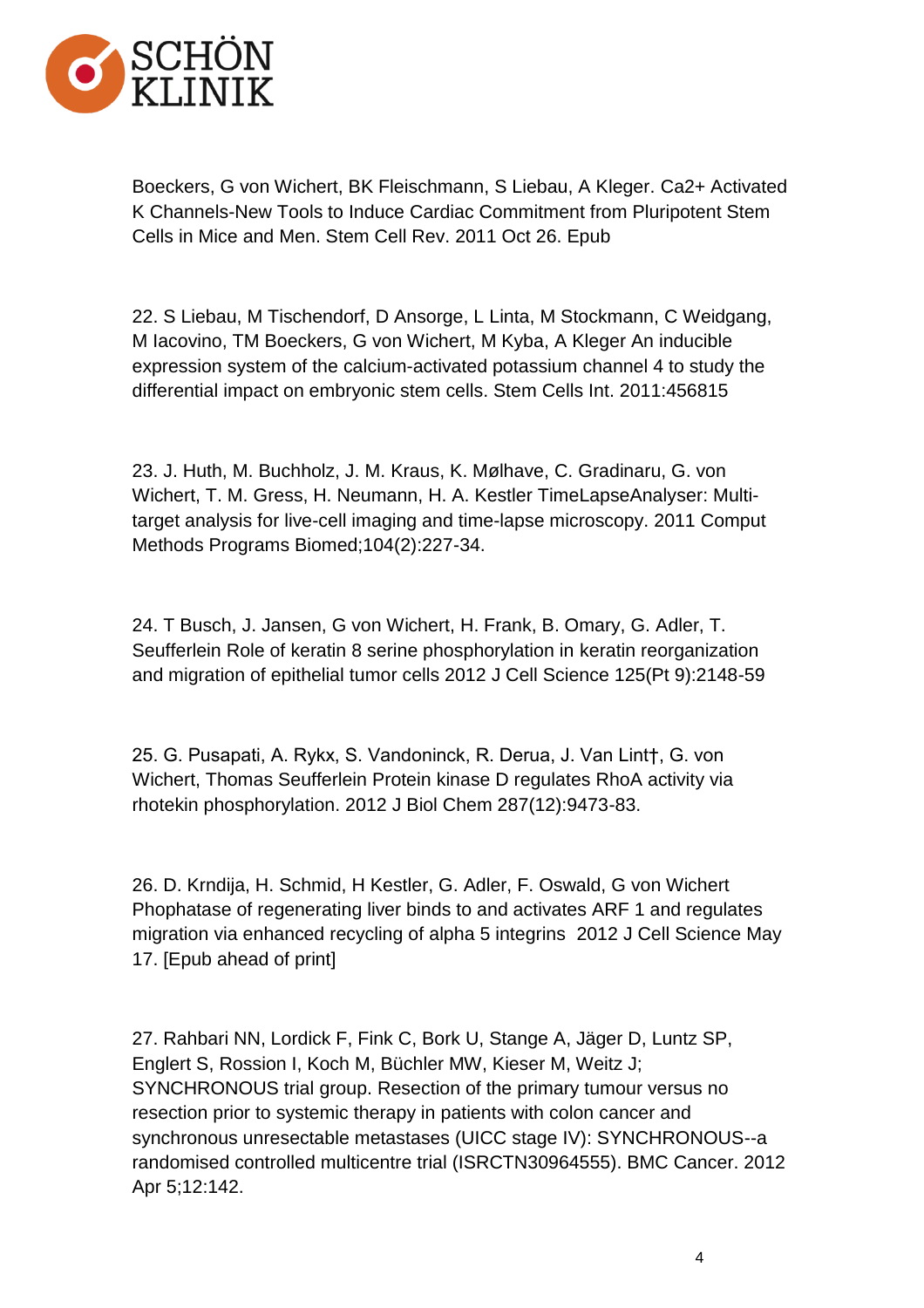Boeckers, G von Wichert, BK Fleischmann, S Liebau, A Kleger. Ca2+ Activated K Channels-New Tools to Induce Cardiac Commitment from Pluripotent Stem Cells in Mice and Men. Stem Cell Rev. 2011 Oct 26. Epub

22. S Liebau, M Tischendorf, D Ansorge, L Linta, M Stockmann, C Weidgang, M Iacovino, TM Boeckers, G von Wichert, M Kyba, A Kleger An inducible expression system of the calcium-activated potassium channel 4 to study the differential impact on embryonic stem cells. Stem Cells Int. 2011:456815

23. J. Huth, M. Buchholz, J. M. Kraus, K. Mølhave, C. Gradinaru, G. von Wichert, T. M. Gress, H. Neumann, H. A. Kestler TimeLapseAnalyser: Multi-target analysis for live-cell imaging and time-lapse microscopy. 2011 Comput Methods Programs Biomed;104(2):227-34.

24. T Busch, J. Jansen, G von Wichert, H. Frank, B. Omary, G. Adler, T. Seufferlein Role of keratin 8 serine phosphorylation in keratin reorganization and migration of epithelial tumor cells 2012 J Cell Science 125(Pt 9):2148-59

25. G. Pusapati, A. Rykx, S. Vandoninck, R. Derua, J. Van Lint†, G. von Wichert, Thomas Seufferlein Protein kinase D regulates RhoA activity via rhotekin phosphorylation. 2012 J Biol Chem 287(12):9473-83.

26. D. Krndija, H. Schmid, H Kestler, G. Adler, F. Oswald, G von Wichert Phophatase of regenerating liver binds to and activates ARF 1 and regulates migration via enhanced recycling of alpha 5 integrins 2012 J Cell Science May 17. [Epub ahead of print]

27. Rahbari NN, Lordick F, Fink C, Bork U, Stange A, Jäger D, Luntz SP, Englert S, Rossion I, Koch M, Büchler MW, Kieser M, Weitz J; SYNCHRONOUS trial group. Resection of the primary tumour versus no resection prior to systemic therapy in patients with colon cancer and synchronous unresectable metastases (UICC stage IV): SYNCHRONOUS--a randomised controlled multicentre trial (ISRCTN30964555). BMC Cancer. 2012 Apr 5;12:142.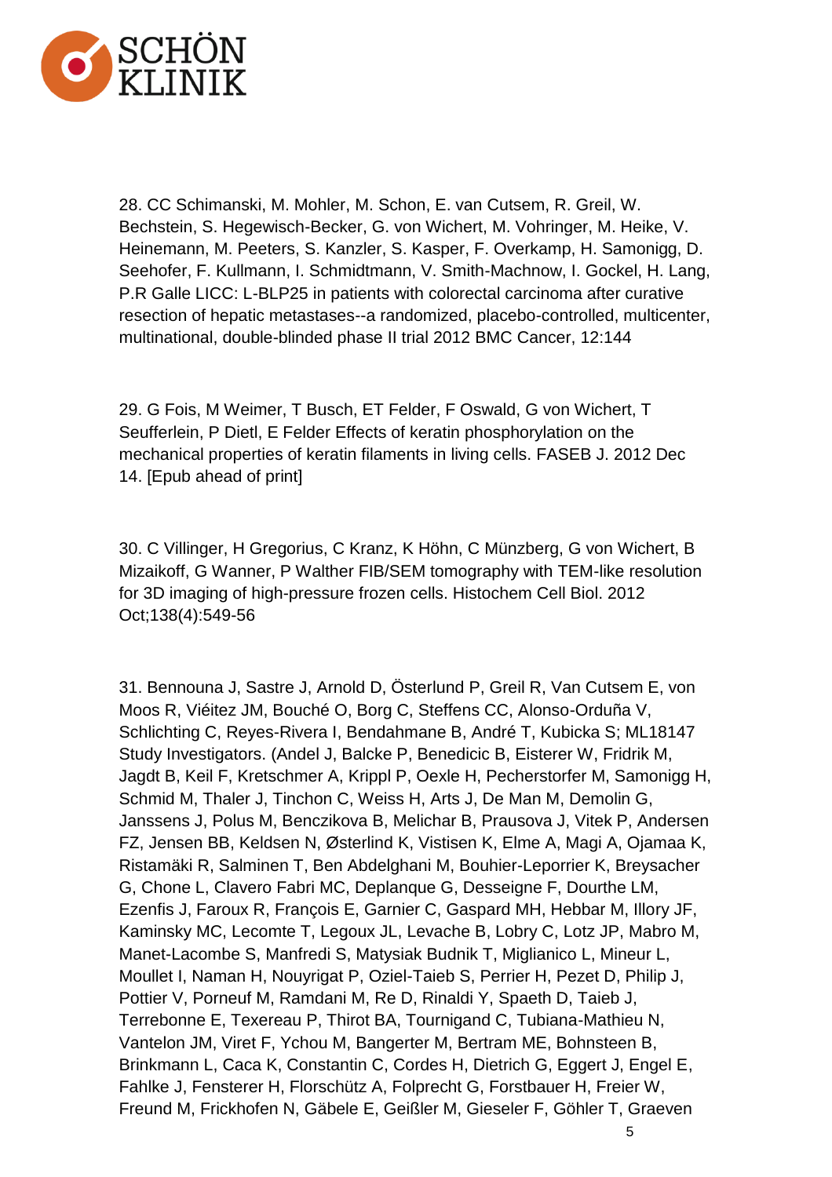28. CC Schimanski, M. Mohler, M. Schon, E. van Cutsem, R. Greil, W. Bechstein, S. Hegewisch-Becker, G. von Wichert, M. Vohringer, M. Heike, V. Heinemann, M. Peeters, S. Kanzler, S. Kasper, F. Overkamp, H. Samonigg, D. Seehofer, F. Kullmann, I. Schmidtmann, V. Smith-Machnow, I. Gockel, H. Lang, P.R Galle LICC: L-BLP25 in patients with colorectal carcinoma after curative resection of hepatic metastases--a randomized, placebo-controlled, multicenter, multinational, double-blinded phase II trial 2012 BMC Cancer, 12:144

29. G Fois, M Weimer, T Busch, ET Felder, F Oswald, G von Wichert, T Seufferlein, P Dietl, E Felder Effects of keratin phosphorylation on the mechanical properties of keratin filaments in living cells. FASEB J. 2012 Dec 14. [Epub ahead of print]

30. C Villinger, H Gregorius, C Kranz, K Höhn, C Münzberg, G von Wichert, B Mizaikoff, G Wanner, P Walther FIB/SEM tomography with TEM-like resolution for 3D imaging of high-pressure frozen cells. Histochem Cell Biol. 2012 Oct;138(4):549-56

31. Bennouna J, Sastre J, Arnold D, Österlund P, Greil R, Van Cutsem E, von Moos R, Viéitez JM, Bouché O, Borg C, Steffens CC, Alonso-Orduña V, Schlichting C, Reyes-Rivera I, Bendahmane B, André T, Kubicka S; ML18147 Study Investigators. (Andel J, Balcke P, Benedicic B, Eisterer W, Fridrik M, Jagdt B, Keil F, Kretschmer A, Krippl P, Oexle H, Pecherstorfer M, Samonigg H, Schmid M, Thaler J, Tinchon C, Weiss H, Arts J, De Man M, Demolin G, Janssens J, Polus M, Benczikova B, Melichar B, Prausova J, Vitek P, Andersen FZ, Jensen BB, Keldsen N, Østerlind K, Vistisen K, Elme A, Magi A, Ojamaa K, Ristamäki R, Salminen T, Ben Abdelghani M, Bouhier-Leporrier K, Breysacher G, Chone L, Clavero Fabri MC, Deplanque G, Desseigne F, Dourthe LM, Ezenfis J, Faroux R, François E, Garnier C, Gaspard MH, Hebbar M, Illory JF, Kaminsky MC, Lecomte T, Legoux JL, Levache B, Lobry C, Lotz JP, Mabro M, Manet-Lacombe S, Manfredi S, Matysiak Budnik T, Miglianico L, Mineur L, Moullet I, Naman H, Nouyrigat P, Oziel-Taieb S, Perrier H, Pezet D, Philip J, Pottier V, Porneuf M, Ramdani M, Re D, Rinaldi Y, Spaeth D, Taieb J, Terrebonne E, Texereau P, Thirot BA, Tournigand C, Tubiana-Mathieu N, Vantelon JM, Viret F, Ychou M, Bangerter M, Bertram ME, Bohnsteen B, Brinkmann L, Caca K, Constantin C, Cordes H, Dietrich G, Eggert J, Engel E, Fahlke J, Fensterer H, Florschütz A, Folprecht G, Forstbauer H, Freier W, Freund M, Frickhofen N, Gäbele E, Geißler M, Gieseler F, Göhler T, Graeven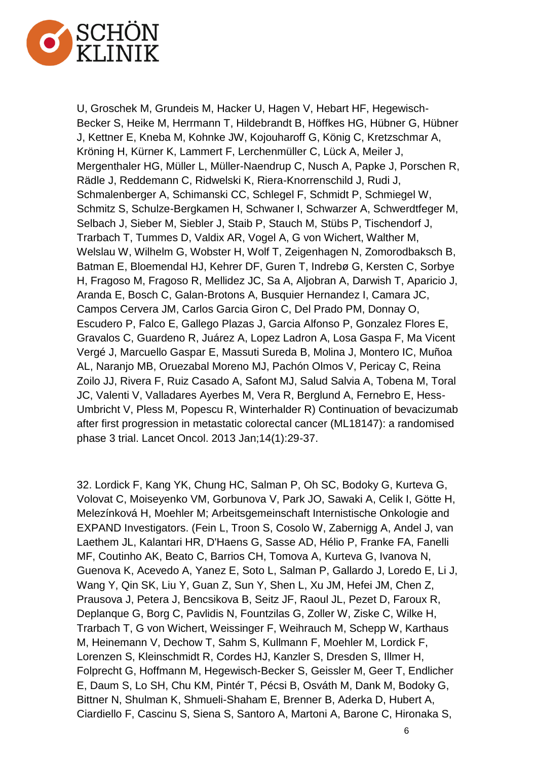U, Groschek M, Grundeis M, Hacker U, Hagen V, Hebart HF, Hegewisch-Becker S, Heike M, Herrmann T, Hildebrandt B, Höffkes HG, Hübner G, Hübner J, Kettner E, Kneba M, Kohnke JW, Kojouharoff G, König C, Kretzschmar A, Kröning H, Kürner K, Lammert F, Lerchenmüller C, Lück A, Meiler J, Mergenthaler HG, Müller L, Müller-Naendrup C, Nusch A, Papke J, Porschen R, Rädle J, Reddemann C, Ridwelski K, Riera-Knorrenschild J, Rudi J, Schmalenberger A, Schimanski CC, Schlegel F, Schmidt P, Schmiegel W, Schmitz S, Schulze-Bergkamen H, Schwaner I, Schwarzer A, Schwerdtfeger M, Selbach J, Sieber M, Siebler J, Staib P, Stauch M, Stübs P, Tischendorf J, Trarbach T, Tummes D, Valdix AR, Vogel A, G von Wichert, Walther M, Welslau W, Wilhelm G, Wobster H, Wolf T, Zeigenhagen N, Zomorodbaksch B, Batman E, Bloemendal HJ, Kehrer DF, Guren T, Indrebø G, Kersten C, Sorbye H, Fragoso M, Fragoso R, Mellidez JC, Sa A, Aljobran A, Darwish T, Aparicio J, Aranda E, Bosch C, Galan-Brotons A, Busquier Hernandez I, Camara JC, Campos Cervera JM, Carlos Garcia Giron C, Del Prado PM, Donnay O, Escudero P, Falco E, Gallego Plazas J, Garcia Alfonso P, Gonzalez Flores E, Gravalos C, Guardeno R, Juárez A, Lopez Ladron A, Losa Gaspa F, Ma Vicent Vergé J, Marcuello Gaspar E, Massuti Sureda B, Molina J, Montero IC, Muñoa AL, Naranjo MB, Oruezabal Moreno MJ, Pachón Olmos V, Pericay C, Reina Zoilo JJ, Rivera F, Ruiz Casado A, Safont MJ, Salud Salvia A, Tobena M, Toral JC, Valenti V, Valladares Ayerbes M, Vera R, Berglund A, Fernebro E, Hess-Umbricht V, Pless M, Popescu R, Winterhalder R) Continuation of bevacizumab after first progression in metastatic colorectal cancer (ML18147): a randomised phase 3 trial. Lancet Oncol. 2013 Jan;14(1):29-37.

32. Lordick F, Kang YK, Chung HC, Salman P, Oh SC, Bodoky G, Kurteva G, Volovat C, Moiseyenko VM, Gorbunova V, Park JO, Sawaki A, Celik I, Götte H, Melezínková H, Moehler M; Arbeitsgemeinschaft Internistische Onkologie and EXPAND Investigators. (Fein L, Troon S, Cosolo W, Zabernigg A, Andel J, van Laethem JL, Kalantari HR, D'Haens G, Sasse AD, Hélio P, Franke FA, Fanelli MF, Coutinho AK, Beato C, Barrios CH, Tomova A, Kurteva G, Ivanova N, Guenova K, Acevedo A, Yanez E, Soto L, Salman P, Gallardo J, Loredo E, Li J, Wang Y, Qin SK, Liu Y, Guan Z, Sun Y, Shen L, Xu JM, Hefei JM, Chen Z, Prausova J, Petera J, Bencsikova B, Seitz JF, Raoul JL, Pezet D, Faroux R, Deplanque G, Borg C, Pavlidis N, Fountzilas G, Zoller W, Ziske C, Wilke H, Trarbach T, G von Wichert, Weissinger F, Weihrauch M, Schepp W, Karthaus M, Heinemann V, Dechow T, Sahm S, Kullmann F, Moehler M, Lordick F, Lorenzen S, Kleinschmidt R, Cordes HJ, Kanzler S, Dresden S, Illmer H, Folprecht G, Hoffmann M, Hegewisch-Becker S, Geissler M, Geer T, Endlicher E, Daum S, Lo SH, Chu KM, Pintér T, Pécsi B, Osváth M, Dank M, Bodoky G, Bittner N, Shulman K, Shmueli-Shaham E, Brenner B, Aderka D, Hubert A, Ciardiello F, Cascinu S, Siena S, Santoro A, Martoni A, Barone C, Hironaka S,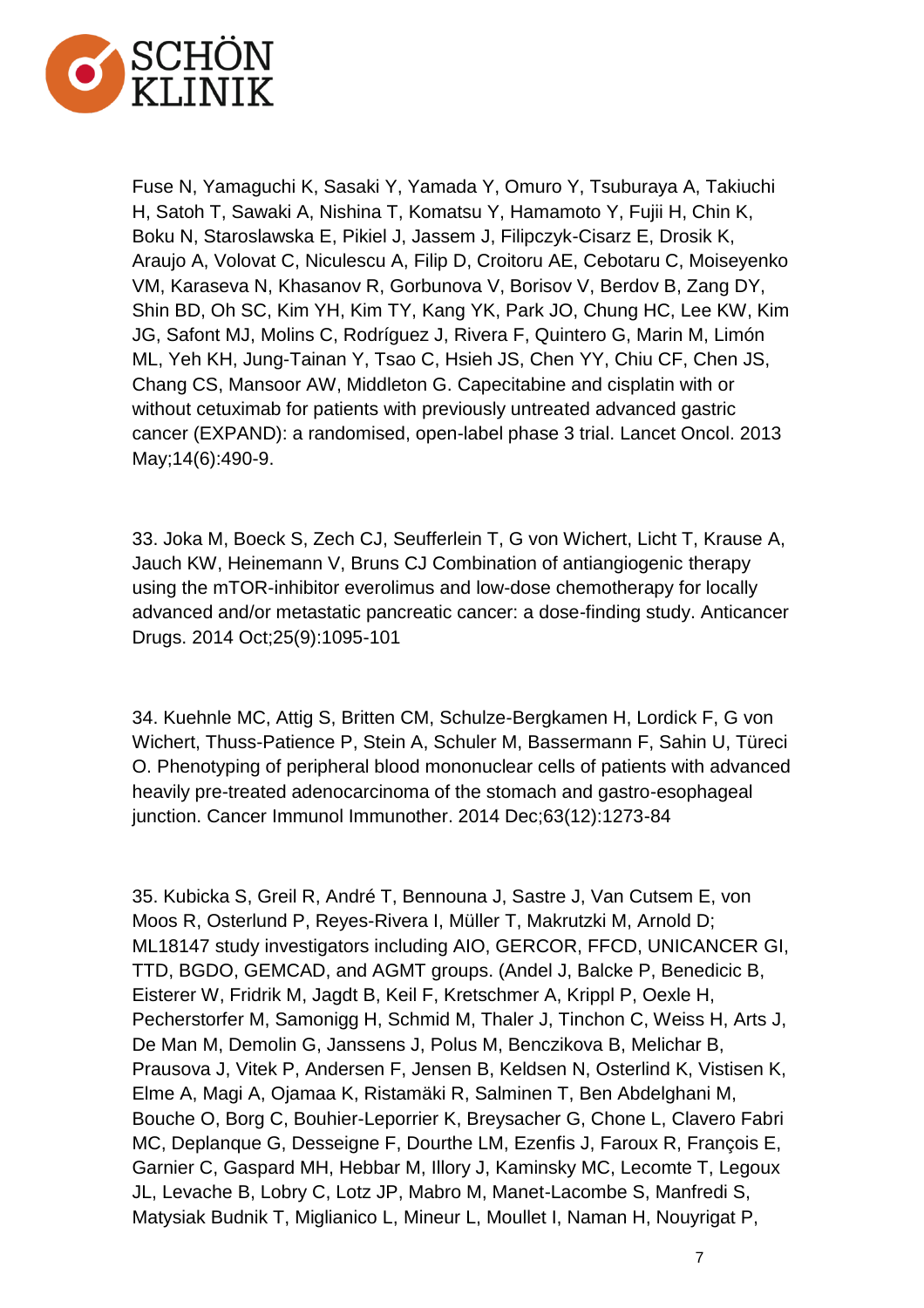Fuse N, Yamaguchi K, Sasaki Y, Yamada Y, Omuro Y, Tsuburaya A, Takiuchi H, Satoh T, Sawaki A, Nishina T, Komatsu Y, Hamamoto Y, Fujii H, Chin K, Boku N, Staroslawska E, Pikiel J, Jassem J, Filipczyk-Cisarz E, Drosik K, Araujo A, Volovat C, Niculescu A, Filip D, Croitoru AE, Cebotaru C, Moiseyenko VM, Karaseva N, Khasanov R, Gorbunova V, Borisov V, Berdov B, Zang DY, Shin BD, Oh SC, Kim YH, Kim TY, Kang YK, Park JO, Chung HC, Lee KW, Kim JG, Safont MJ, Molins C, Rodríguez J, Rivera F, Quintero G, Marin M, Limón ML, Yeh KH, Jung-Tainan Y, Tsao C, Hsieh JS, Chen YY, Chiu CF, Chen JS, Chang CS, Mansoor AW, Middleton G. Capecitabine and cisplatin with or without cetuximab for patients with previously untreated advanced gastric cancer (EXPAND): a randomised, open-label phase 3 trial. Lancet Oncol. 2013 May;14(6):490-9.

33. Joka M, Boeck S, Zech CJ, Seufferlein T, G von Wichert, Licht T, Krause A, Jauch KW, Heinemann V, Bruns CJ Combination of antiangiogenic therapy using the mTOR-inhibitor everolimus and low-dose chemotherapy for locally advanced and/or metastatic pancreatic cancer: a dose-finding study. Anticancer Drugs. 2014 Oct;25(9):1095-101

34. Kuehnle MC, Attig S, Britten CM, Schulze-Bergkamen H, Lordick F, G von Wichert, Thuss-Patience P, Stein A, Schuler M, Bassermann F, Sahin U, Türeci O. Phenotyping of peripheral blood mononuclear cells of patients with advanced heavily pre-treated adenocarcinoma of the stomach and gastro-esophageal junction. Cancer Immunol Immunother. 2014 Dec;63(12):1273-84

35. Kubicka S, Greil R, André T, Bennouna J, Sastre J, Van Cutsem E, von Moos R, Osterlund P, Reyes-Rivera I, Müller T, Makrutzki M, Arnold D; ML18147 study investigators including AIO, GERCOR, FFCD, UNICANCER GI, TTD, BGDO, GEMCAD, and AGMT groups. (Andel J, Balcke P, Benedicic B, Eisterer W, Fridrik M, Jagdt B, Keil F, Kretschmer A, Krippl P, Oexle H, Pecherstorfer M, Samonigg H, Schmid M, Thaler J, Tinchon C, Weiss H, Arts J, De Man M, Demolin G, Janssens J, Polus M, Benczikova B, Melichar B, Prausova J, Vitek P, Andersen F, Jensen B, Keldsen N, Osterlind K, Vistisen K, Elme A, Magi A, Ojamaa K, Ristamäki R, Salminen T, Ben Abdelghani M, Bouche O, Borg C, Bouhier-Leporrier K, Breysacher G, Chone L, Clavero Fabri MC, Deplanque G, Desseigne F, Dourthe LM, Ezenfis J, Faroux R, François E, Garnier C, Gaspard MH, Hebbar M, Illory J, Kaminsky MC, Lecomte T, Legoux JL, Levache B, Lobry C, Lotz JP, Mabro M, Manet-Lacombe S, Manfredi S, Matysiak Budnik T, Miglianico L, Mineur L, Moullet I, Naman H, Nouyrigat P,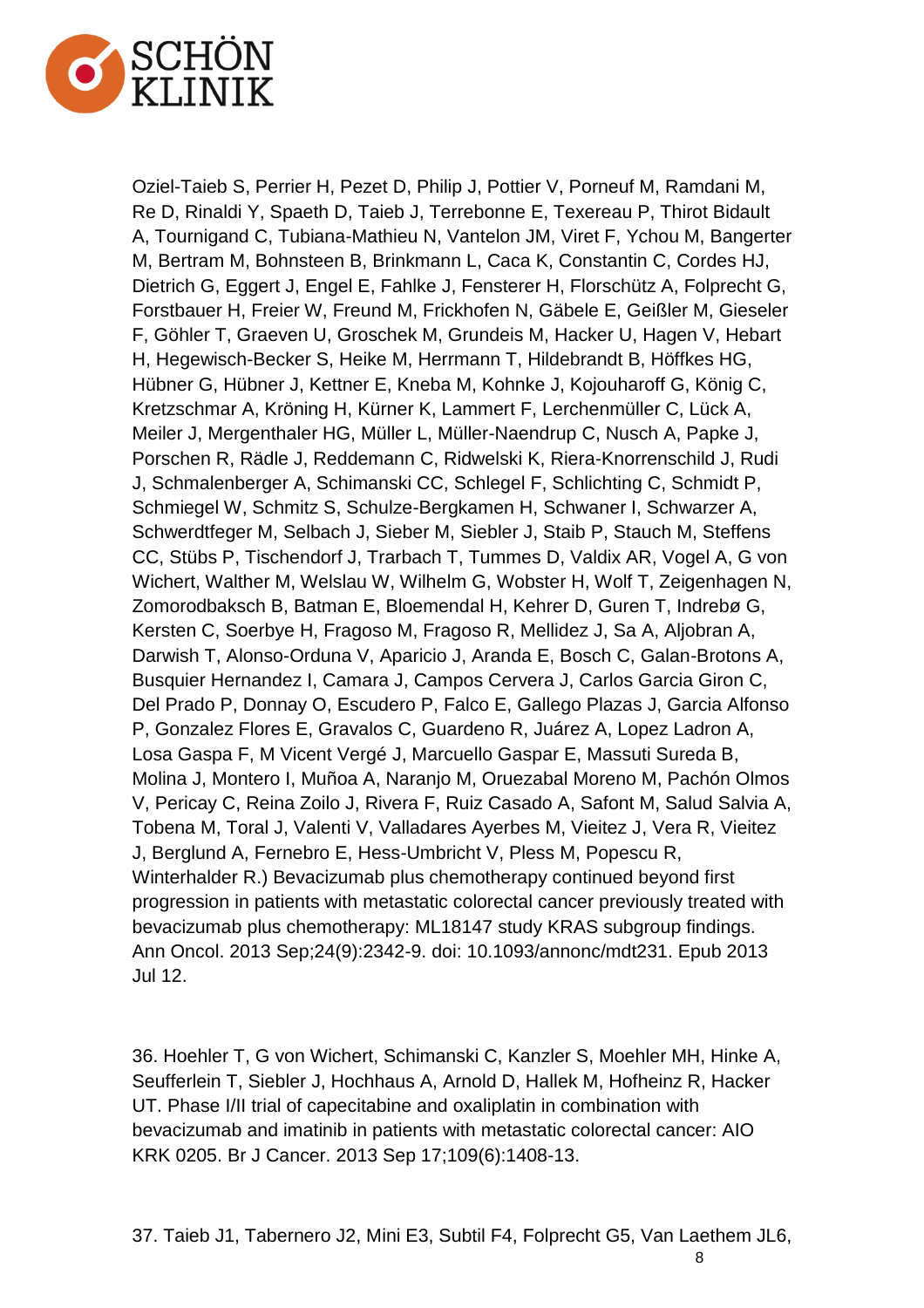Oziel-Taieb S, Perrier H, Pezet D, Philip J, Pottier V, Porneuf M, Ramdani M, Re D, Rinaldi Y, Spaeth D, Taieb J, Terrebonne E, Texereau P, Thirot Bidault A, Tournigand C, Tubiana-Mathieu N, Vantelon JM, Viret F, Ychou M, Bangerter M, Bertram M, Bohnsteen B, Brinkmann L, Caca K, Constantin C, Cordes HJ, Dietrich G, Eggert J, Engel E, Fahlke J, Fensterer H, Florschütz A, Folprecht G, Forstbauer H, Freier W, Freund M, Frickhofen N, Gäbele E, Geißler M, Gieseler F, Göhler T, Graeven U, Groschek M, Grundeis M, Hacker U, Hagen V, Hebart H, Hegewisch-Becker S, Heike M, Herrmann T, Hildebrandt B, Höffkes HG, Hübner G, Hübner J, Kettner E, Kneba M, Kohnke J, Kojouharoff G, König C, Kretzschmar A, Kröning H, Kürner K, Lammert F, Lerchenmüller C, Lück A, Meiler J, Mergenthaler HG, Müller L, Müller-Naendrup C, Nusch A, Papke J, Porschen R, Rädle J, Reddemann C, Ridwelski K, Riera-Knorrenschild J, Rudi J, Schmalenberger A, Schimanski CC, Schlegel F, Schlichting C, Schmidt P, Schmiegel W, Schmitz S, Schulze-Bergkamen H, Schwaner I, Schwarzer A, Schwerdtfeger M, Selbach J, Sieber M, Siebler J, Staib P, Stauch M, Steffens CC, Stübs P, Tischendorf J, Trarbach T, Tummes D, Valdix AR, Vogel A, G von Wichert, Walther M, Welslau W, Wilhelm G, Wobster H, Wolf T, Zeigenhagen N, Zomorodbaksch B, Batman E, Bloemendal H, Kehrer D, Guren T, Indrebø G, Kersten C, Soerbye H, Fragoso M, Fragoso R, Mellidez J, Sa A, Aljobran A, Darwish T, Alonso-Orduna V, Aparicio J, Aranda E, Bosch C, Galan-Brotons A, Busquier Hernandez I, Camara J, Campos Cervera J, Carlos Garcia Giron C, Del Prado P, Donnay O, Escudero P, Falco E, Gallego Plazas J, Garcia Alfonso P, Gonzalez Flores E, Gravalos C, Guardeno R, Juárez A, Lopez Ladron A, Losa Gaspa F, M Vicent Vergé J, Marcuello Gaspar E, Massuti Sureda B, Molina J, Montero I, Muñoa A, Naranjo M, Oruezabal Moreno M, Pachón Olmos V, Pericay C, Reina Zoilo J, Rivera F, Ruiz Casado A, Safont M, Salud Salvia A, Tobena M, Toral J, Valenti V, Valladares Ayerbes M, Vieitez J, Vera R, Vieitez J, Berglund A, Fernebro E, Hess-Umbricht V, Pless M, Popescu R, Winterhalder R.) Bevacizumab plus chemotherapy continued beyond first progression in patients with metastatic colorectal cancer previously treated with bevacizumab plus chemotherapy: ML18147 study KRAS subgroup findings. Ann Oncol. 2013 Sep;24(9):2342-9. doi: 10.1093/annonc/mdt231. Epub 2013 Jul 12.

36. Hoehler T, G von Wichert, Schimanski C, Kanzler S, Moehler MH, Hinke A, Seufferlein T, Siebler J, Hochhaus A, Arnold D, Hallek M, Hofheinz R, Hacker UT. Phase I/II trial of capecitabine and oxaliplatin in combination with bevacizumab and imatinib in patients with metastatic colorectal cancer: AIO KRK 0205. Br J Cancer. 2013 Sep 17;109(6):1408-13.

37. Taieb J1, Tabernero J2, Mini E3, Subtil F4, Folprecht G5, Van Laethem JL6,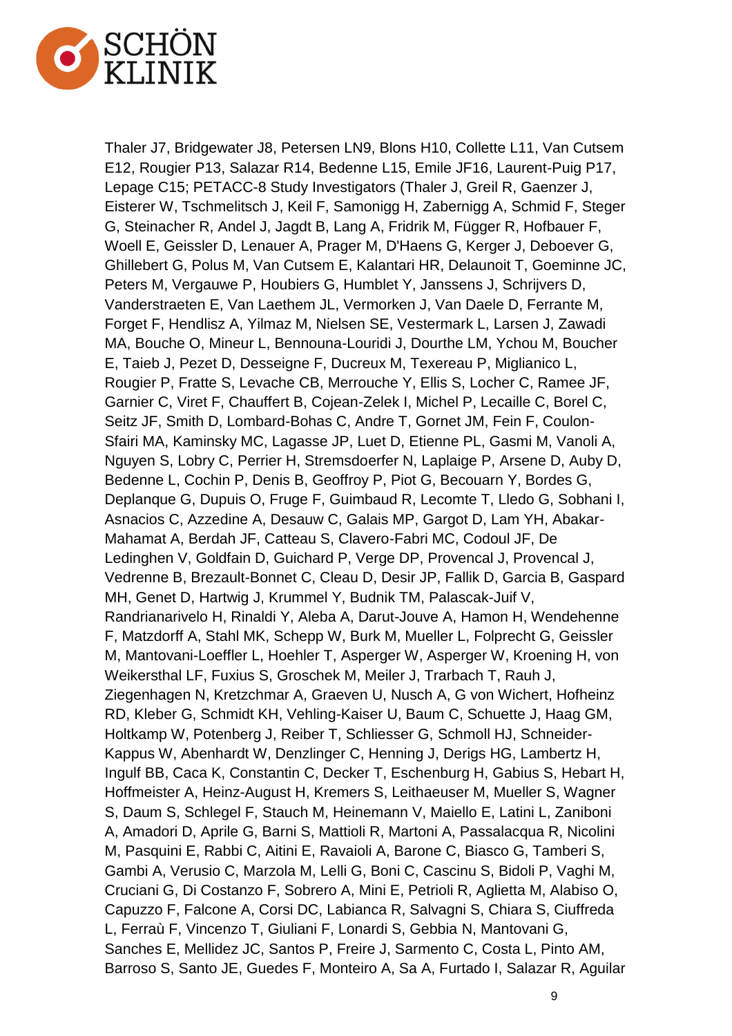Thaler J7, Bridgewater J8, Petersen LN9, Blons H10, Collette L11, Van Cutsem E12, Rougier P13, Salazar R14, Bedenne L15, Emile JF16, Laurent-Puig P17, Lepage C15; PETACC-8 Study Investigators (Thaler J, Greil R, Gaenzer J, Eisterer W, Tschmelitsch J, Keil F, Samonigg H, Zabernigg A, Schmid F, Steger G, Steinacher R, Andel J, Jagdt B, Lang A, Fridrik M, Függer R, Hofbauer F, Woell E, Geissler D, Lenauer A, Prager M, D'Haens G, Kerger J, Deboever G, Ghillebert G, Polus M, Van Cutsem E, Kalantari HR, Delaunoit T, Goeminne JC, Peters M, Vergauwe P, Houbiers G, Humblet Y, Janssens J, Schrijvers D, Vanderstraeten E, Van Laethem JL, Vermorken J, Van Daele D, Ferrante M, Forget F, Hendlisz A, Yilmaz M, Nielsen SE, Vestermark L, Larsen J, Zawadi MA, Bouche O, Mineur L, Bennouna-Louridi J, Dourthe LM, Ychou M, Boucher E, Taieb J, Pezet D, Desseigne F, Ducreux M, Texereau P, Miglianico L, Rougier P, Fratte S, Levache CB, Merrouche Y, Ellis S, Locher C, Ramee JF, Garnier C, Viret F, Chauffert B, Cojean-Zelek I, Michel P, Lecaille C, Borel C, Seitz JF, Smith D, Lombard-Bohas C, Andre T, Gornet JM, Fein F, Coulon-Sfairi MA, Kaminsky MC, Lagasse JP, Luet D, Etienne PL, Gasmi M, Vanoli A, Nguyen S, Lobry C, Perrier H, Stremsdoerfer N, Laplaige P, Arsene D, Auby D, Bedenne L, Cochin P, Denis B, Geoffroy P, Piot G, Becouarn Y, Bordes G, Deplanque G, Dupuis O, Fruge F, Guimbaud R, Lecomte T, Lledo G, Sobhani I, Asnacios C, Azzedine A, Desauw C, Galais MP, Gargot D, Lam YH, Abakar-Mahamat A, Berdah JF, Catteau S, Clavero-Fabri MC, Codoul JF, De Ledinghen V, Goldfain D, Guichard P, Verge DP, Provencal J, Provencal J, Vedrenne B, Brezault-Bonnet C, Cleau D, Desir JP, Fallik D, Garcia B, Gaspard MH, Genet D, Hartwig J, Krummel Y, Budnik TM, Palascak-Juif V, Randrianarivelo H, Rinaldi Y, Aleba A, Darut-Jouve A, Hamon H, Wendehenne F, Matzdorff A, Stahl MK, Schepp W, Burk M, Mueller L, Folprecht G, Geissler M, Mantovani-Loeffler L, Hoehler T, Asperger W, Asperger W, Kroening H, von Weikersthal LF, Fuxius S, Groschek M, Meiler J, Trarbach T, Rauh J, Ziegenhagen N, Kretzchmar A, Graeven U, Nusch A, G von Wichert, Hofheinz RD, Kleber G, Schmidt KH, Vehling-Kaiser U, Baum C, Schuette J, Haag GM, Holtkamp W, Potenberg J, Reiber T, Schliesser G, Schmoll HJ, Schneider-Kappus W, Abenhardt W, Denzlinger C, Henning J, Derigs HG, Lambertz H, Ingulf BB, Caca K, Constantin C, Decker T, Eschenburg H, Gabius S, Hebart H, Hoffmeister A, Heinz-August H, Kremers S, Leithaeuser M, Mueller S, Wagner S, Daum S, Schlegel F, Stauch M, Heinemann V, Maiello E, Latini L, Zaniboni A, Amadori D, Aprile G, Barni S, Mattioli R, Martoni A, Passalacqua R, Nicolini M, Pasquini E, Rabbi C, Aitini E, Ravaioli A, Barone C, Biasco G, Tamberi S, Gambi A, Verusio C, Marzola M, Lelli G, Boni C, Cascinu S, Bidoli P, Vaghi M, Cruciani G, Di Costanzo F, Sobrero A, Mini E, Petrioli R, Aglietta M, Alabiso O, Capuzzo F, Falcone A, Corsi DC, Labianca R, Salvagni S, Chiara S, Ciuffreda L, Ferraù F, Vincenzo T, Giuliani F, Lonardi S, Gebbia N, Mantovani G, Sanches E, Mellidez JC, Santos P, Freire J, Sarmento C, Costa L, Pinto AM, Barroso S, Santo JE, Guedes F, Monteiro A, Sa A, Furtado I, Salazar R, Aguilar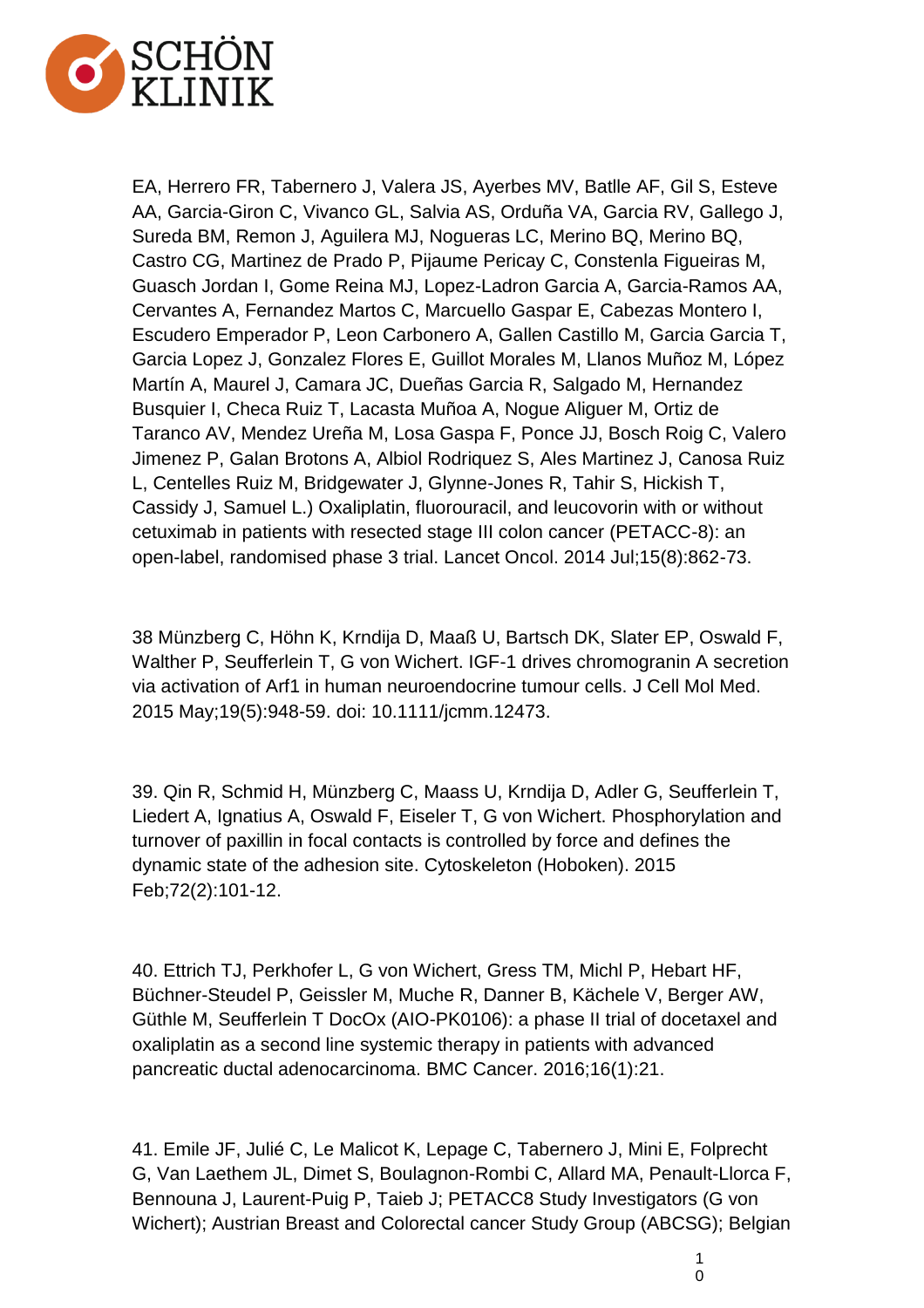EA, Herrero FR, Tabernero J, Valera JS, Ayerbes MV, Batlle AF, Gil S, Esteve AA, Garcia-Giron C, Vivanco GL, Salvia AS, Orduña VA, Garcia RV, Gallego J, Sureda BM, Remon J, Aguilera MJ, Nogueras LC, Merino BQ, Merino BQ, Castro CG, Martinez de Prado P, Pijaume Pericay C, Constenla Figueiras M, Guasch Jordan I, Gome Reina MJ, Lopez-Ladron Garcia A, Garcia-Ramos AA, Cervantes A, Fernandez Martos C, Marcuello Gaspar E, Cabezas Montero I, Escudero Emperador P, Leon Carbonero A, Gallen Castillo M, Garcia Garcia T, Garcia Lopez J, Gonzalez Flores E, Guillot Morales M, Llanos Muñoz M, López Martín A, Maurel J, Camara JC, Dueñas Garcia R, Salgado M, Hernandez Busquier I, Checa Ruiz T, Lacasta Muñoa A, Nogue Aliguer M, Ortiz de Taranco AV, Mendez Ureña M, Losa Gaspa F, Ponce JJ, Bosch Roig C, Valero Jimenez P, Galan Brotons A, Albiol Rodriquez S, Ales Martinez J, Canosa Ruiz L, Centelles Ruiz M, Bridgewater J, Glynne-Jones R, Tahir S, Hickish T, Cassidy J, Samuel L.) Oxaliplatin, fluorouracil, and leucovorin with or without cetuximab in patients with resected stage III colon cancer (PETACC-8): an open-label, randomised phase 3 trial. Lancet Oncol. 2014 Jul;15(8):862-73.

38 Münzberg C, Höhn K, Krndija D, Maaß U, Bartsch DK, Slater EP, Oswald F, Walther P, Seufferlein T, G von Wichert. IGF-1 drives chromogranin A secretion via activation of Arf1 in human neuroendocrine tumour cells. J Cell Mol Med. 2015 May;19(5):948-59. doi: 10.1111/jcmm.12473.

39. Qin R, Schmid H, Münzberg C, Maass U, Krndija D, Adler G, Seufferlein T, Liedert A, Ignatius A, Oswald F, Eiseler T, G von Wichert. Phosphorylation and turnover of paxillin in focal contacts is controlled by force and defines the dynamic state of the adhesion site. Cytoskeleton (Hoboken). 2015 Feb;72(2):101-12.

40. Ettrich TJ, Perkhofer L, G von Wichert, Gress TM, Michl P, Hebart HF, Büchner-Steudel P, Geissler M, Muche R, Danner B, Kächele V, Berger AW, Güthle M, Seufferlein T DocOx (AIO-PK0106): a phase II trial of docetaxel and oxaliplatin as a second line systemic therapy in patients with advanced pancreatic ductal adenocarcinoma. BMC Cancer. 2016;16(1):21.

41. Emile JF, Julié C, Le Malicot K, Lepage C, Tabernero J, Mini E, Folprecht G, Van Laethem JL, Dimet S, Boulagnon-Rombi C, Allard MA, Penault-Llorca F, Bennouna J, Laurent-Puig P, Taieb J; PETACC8 Study Investigators (G von Wichert); Austrian Breast and Colorectal cancer Study Group (ABCSG); Belgian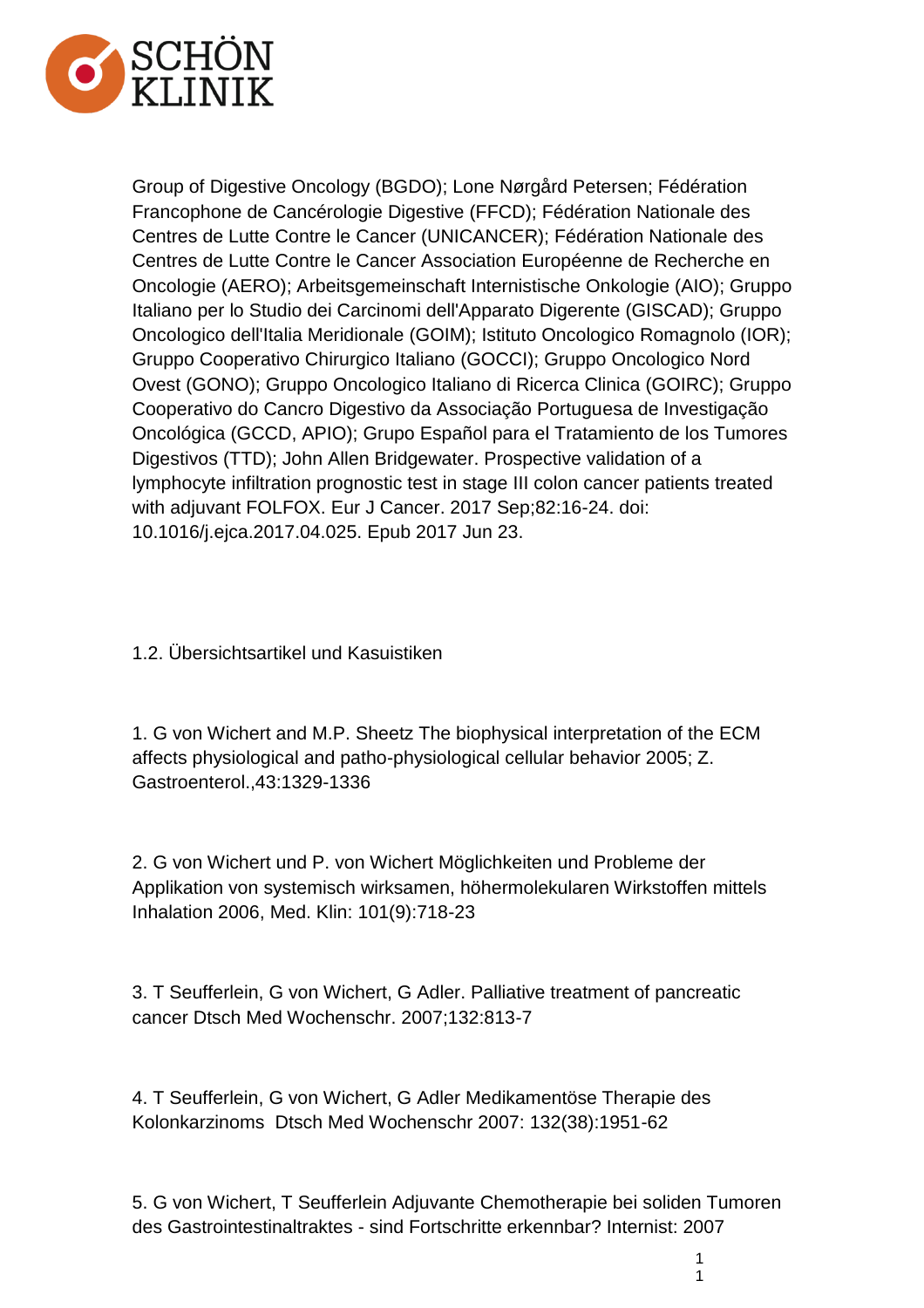Group of Digestive Oncology (BGDO); Lone Nørgård Petersen; Fédération Francophone de Cancérologie Digestive (FFCD); Fédération Nationale des Centres de Lutte Contre le Cancer (UNICANCER); Fédération Nationale des Centres de Lutte Contre le Cancer Association Européenne de Recherche en Oncologie (AERO); Arbeitsgemeinschaft Internistische Onkologie (AIO); Gruppo Italiano per lo Studio dei Carcinomi dell'Apparato Digerente (GISCAD); Gruppo Oncologico dell'Italia Meridionale (GOIM); Istituto Oncologico Romagnolo (IOR); Gruppo Cooperativo Chirurgico Italiano (GOCCI); Gruppo Oncologico Nord Ovest (GONO); Gruppo Oncologico Italiano di Ricerca Clinica (GOIRC); Gruppo Cooperativo do Cancro Digestivo da Associação Portuguesa de Investigação Oncológica (GCCD, APIO); Grupo Español para el Tratamiento de los Tumores Digestivos (TTD); John Allen Bridgewater. Prospective validation of a lymphocyte infiltration prognostic test in stage III colon cancer patients treated with adjuvant FOLFOX. Eur J Cancer. 2017 Sep;82:16-24. doi: 10.1016/j.ejca.2017.04.025. Epub 2017 Jun 23.

## 1.2. Übersichtsartikel und Kasuistiken

1. G von Wichert and M.P. Sheetz The biophysical interpretation of the ECM affects physiological and patho-physiological cellular behavior 2005; Z. Gastroenterol.,43:1329-1336

2. G von Wichert und P. von Wichert Möglichkeiten und Probleme der Applikation von systemisch wirksamen, höhermolekularen Wirkstoffen mittels Inhalation 2006, Med. Klin: 101(9):718-23

3. T Seufferlein, G von Wichert, G Adler. Palliative treatment of pancreatic cancer Dtsch Med Wochenschr. 2007;132:813-7

4. T Seufferlein, G von Wichert, G Adler Medikamentöse Therapie des Kolonkarzinoms Dtsch Med Wochenschr 2007: 132(38):1951-62

5. G von Wichert, T Seufferlein Adjuvante Chemotherapie bei soliden Tumoren des Gastrointestinaltraktes - sind Fortschritte erkennbar? Internist: 2007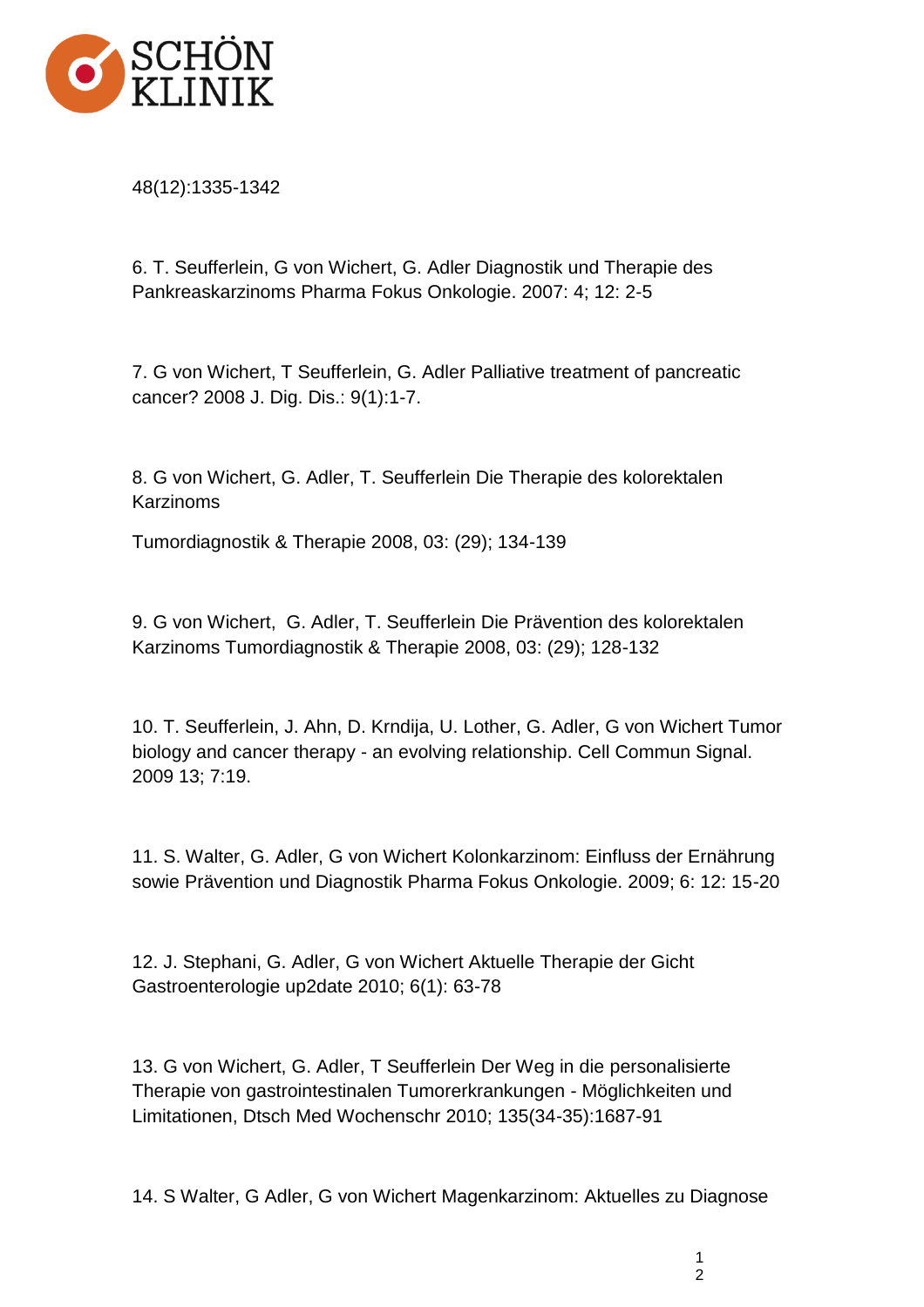48(12):1335-1342

6. T. Seufferlein, G von Wichert, G. Adler Diagnostik und Therapie des Pankreaskarzinoms Pharma Fokus Onkologie. 2007: 4; 12: 2-5

7. G von Wichert, T Seufferlein, G. Adler Palliative treatment of pancreatic cancer? 2008 J. Dig. Dis.: 9(1):1-7.

8. G von Wichert, G. Adler, T. Seufferlein Die Therapie des kolorektalen Karzinoms

Tumordiagnostik & Therapie 2008, 03: (29); 134-139

9. G von Wichert, G. Adler, T. Seufferlein Die Prävention des kolorektalen Karzinoms Tumordiagnostik & Therapie 2008, 03: (29); 128-132

10. T. Seufferlein, J. Ahn, D. Krndija, U. Lother, G. Adler, G von Wichert Tumor biology and cancer therapy - an evolving relationship. Cell Commun Signal. 2009 13; 7:19.

11. S. Walter, G. Adler, G von Wichert Kolonkarzinom: Einfluss der Ernährung sowie Prävention und Diagnostik Pharma Fokus Onkologie. 2009; 6: 12: 15-20

12. J. Stephani, G. Adler, G von Wichert Aktuelle Therapie der Gicht Gastroenterologie up2date 2010; 6(1): 63-78

13. G von Wichert, G. Adler, T Seufferlein Der Weg in die personalisierte Therapie von gastrointestinalen Tumorerkrankungen - Möglichkeiten und Limitationen, Dtsch Med Wochenschr 2010; 135(34-35):1687-91

14. S Walter, G Adler, G von Wichert Magenkarzinom: Aktuelles zu Diagnose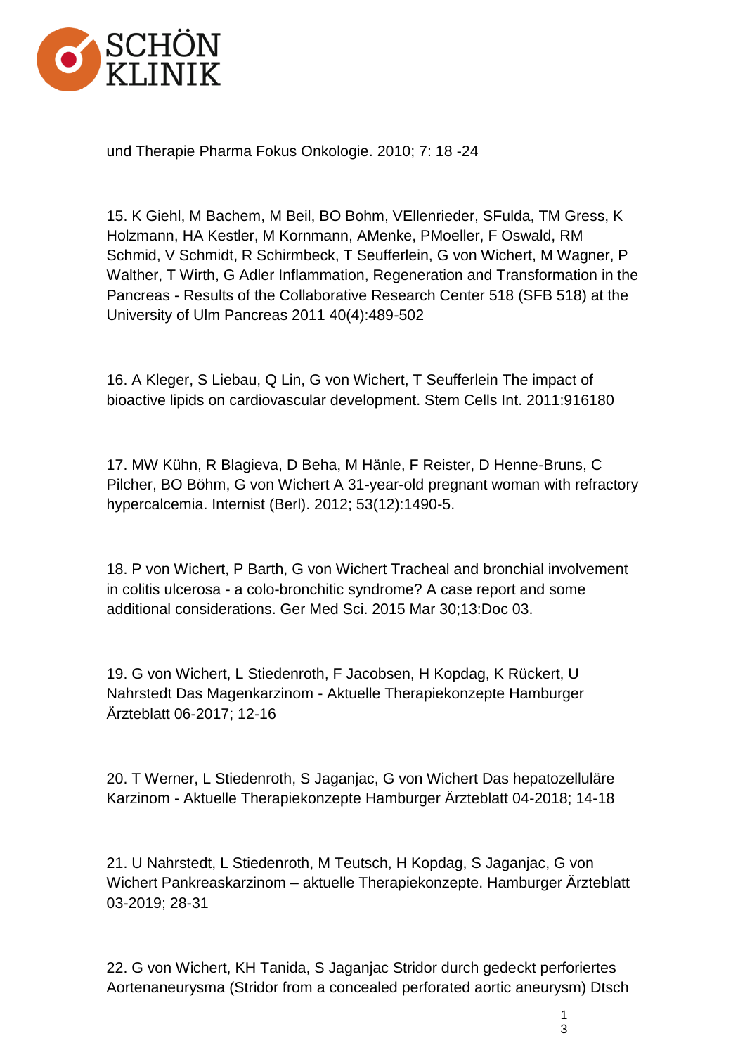und Therapie Pharma Fokus Onkologie. 2010; 7: 18 -24

15. K Giehl, M Bachem, M Beil, BO Bohm, VEllenrieder, SFulda, TM Gress, K Holzmann, HA Kestler, M Kornmann, AMenke, PMoeller, F Oswald, RM Schmid, V Schmidt, R Schirmbeck, T Seufferlein, G von Wichert, M Wagner, P Walther, T Wirth, G Adler Inflammation, Regeneration and Transformation in the Pancreas - Results of the Collaborative Research Center 518 (SFB 518) at the University of Ulm Pancreas 2011 40(4):489-502

16. A Kleger, S Liebau, Q Lin, G von Wichert, T Seufferlein The impact of bioactive lipids on cardiovascular development. Stem Cells Int. 2011:916180

17. MW Kühn, R Blagieva, D Beha, M Hänle, F Reister, D Henne-Bruns, C Pilcher, BO Böhm, G von Wichert A 31-year-old pregnant woman with refractory hypercalcemia. Internist (Berl). 2012; 53(12):1490-5.

18. P von Wichert, P Barth, G von Wichert Tracheal and bronchial involvement in colitis ulcerosa - a colo-bronchitic syndrome? A case report and some additional considerations. Ger Med Sci. 2015 Mar 30;13:Doc 03.

19. G von Wichert, L Stiedenroth, F Jacobsen, H Kopdag, K Rückert, U Nahrstedt Das Magenkarzinom - Aktuelle Therapiekonzepte Hamburger Ärzteblatt 06-2017; 12-16

20. T Werner, L Stiedenroth, S Jaganjac, G von Wichert Das hepatozelluläre Karzinom - Aktuelle Therapiekonzepte Hamburger Ärzteblatt 04-2018; 14-18

21. U Nahrstedt, L Stiedenroth, M Teutsch, H Kopdag, S Jaganjac, G von Wichert Pankreaskarzinom – aktuelle Therapiekonzepte. Hamburger Ärzteblatt 03-2019; 28-31

22. G von Wichert, KH Tanida, S Jaganjac Stridor durch gedeckt perforiertes Aortenaneurysma (Stridor from a concealed perforated aortic aneurysm) Dtsch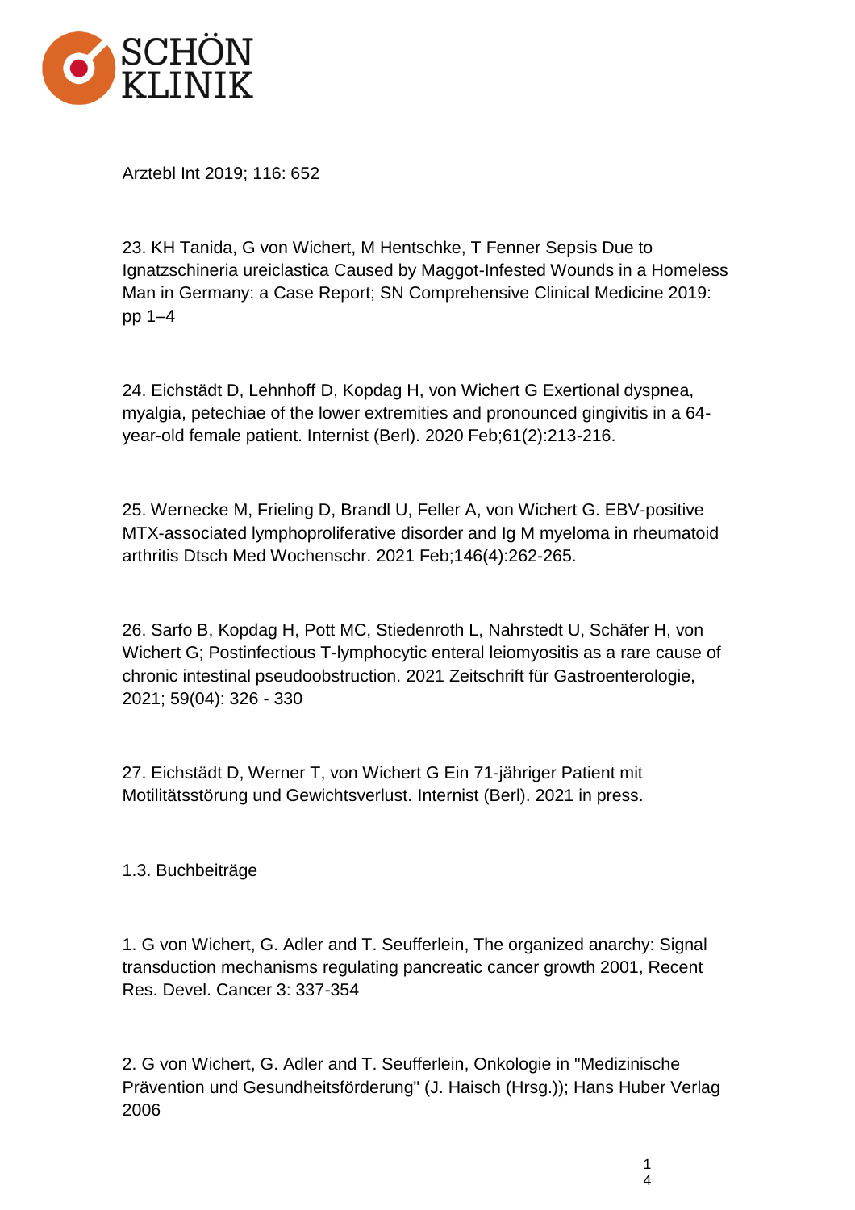Arztebl Int 2019; 116: 652

23. KH Tanida, G von Wichert, M Hentschke, T Fenner Sepsis Due to Ignatzschineria ureiclastica Caused by Maggot-Infested Wounds in a Homeless Man in Germany: a Case Report; SN Comprehensive Clinical Medicine 2019: pp 1–4

24. Eichstädt D, Lehnhoff D, Kopdag H, von Wichert G Exertional dyspnea, myalgia, petechiae of the lower extremities and pronounced gingivitis in a 64-year-old female patient. Internist (Berl). 2020 Feb;61(2):213-216.

25. Wernecke M, Frieling D, Brandl U, Feller A, von Wichert G. EBV-positive MTX-associated lymphoproliferative disorder and Ig M myeloma in rheumatoid arthritis Dtsch Med Wochenschr. 2021 Feb;146(4):262-265.

26. Sarfo B, Kopdag H, Pott MC, Stiedenroth L, Nahrstedt U, Schäfer H, von Wichert G; Postinfectious T-lymphocytic enteral leiomyositis as a rare cause of chronic intestinal pseudoobstruction. 2021 Zeitschrift für Gastroenterologie, 2021; 59(04): 326 - 330

27. Eichstädt D, Werner T, von Wichert G Ein 71-jähriger Patient mit Motilitätsstörung und Gewichtsverlust. Internist (Berl). 2021 in press.

1.3. Buchbeiträge

1. G von Wichert, G. Adler and T. Seufferlein, The organized anarchy: Signal transduction mechanisms regulating pancreatic cancer growth 2001, Recent Res. Devel. Cancer 3: 337-354

2. G von Wichert, G. Adler and T. Seufferlein, Onkologie in "Medizinische Prävention und Gesundheitsförderung" (J. Haisch (Hrsg.)); Hans Huber Verlag 2006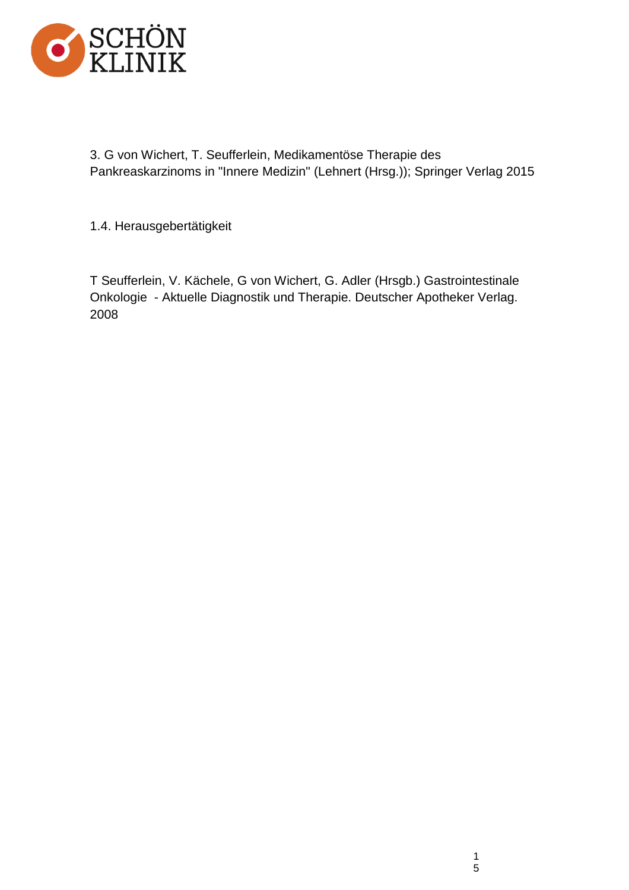3. G von Wichert, T. Seufferlein, Medikamentöse Therapie des Pankreaskarzinoms in "Innere Medizin" (Lehnert (Hrsg.)); Springer Verlag 2015

## 1.4. Herausgebertätigkeit

T Seufferlein, V. Kächele, G von Wichert, G. Adler (Hrsgb.) Gastrointestinale Onkologie - Aktuelle Diagnostik und Therapie. Deutscher Apotheker Verlag. 2008